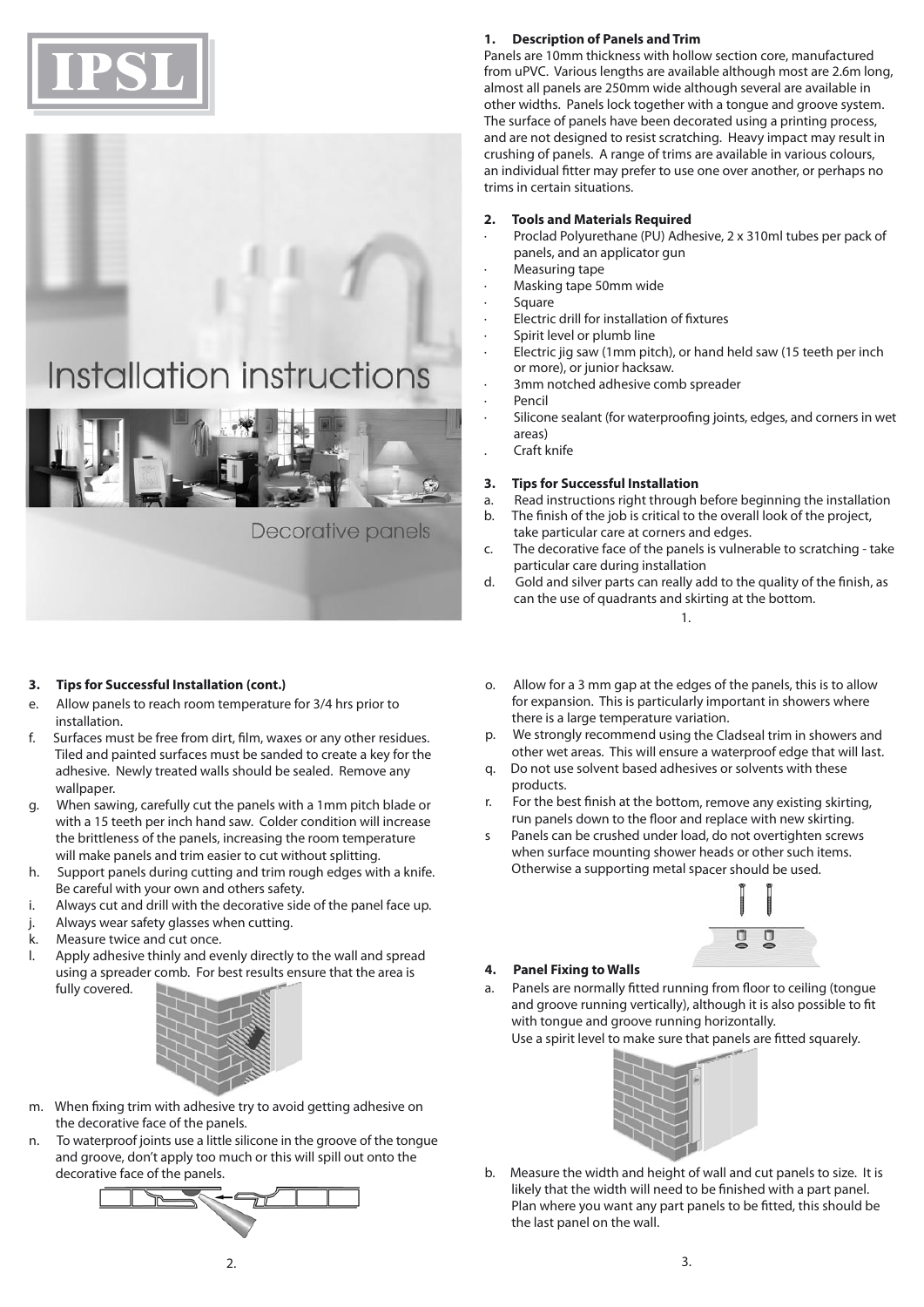# IPSL

# Installation instructions

Decorative panels

## 1. Description of Panels and Trim

Panels are 10mm thickness with hollow section core, manufactured from uPVC. Various lengths are available although most are 2.6m long, almost all panels are 250mm wide although several are available in other widths. Panels lock together with a tongue and groove system. The surface of panels have been decorated using a printing process, and are not designed to resist scratching. Heavy impact may result in crushing of panels. A range of trims are available in various colours, an individual fitter may prefer to use one over another, or perhaps no trims in certain situations.

## 2. Tools and Materials Required

- Proclad Polyurethane (PU) Adhesive, 2 x 310ml tubes per pack of panels, and an applicator gun
- Measuring tape
- Masking tape 50mm wide
- Square
- Electric drill for installation of fixtures
- Spirit level or plumb line
- Electric jig saw (1mm pitch), or hand held saw (15 teeth per inch or more), or junior hacksaw.
- 3mm notched adhesive comb spreader
- Pencil
- Silicone sealant (for waterproofing joints, edges, and corners in wet areas)
- Craft knife

## 3. Tips for Successful Installation

a. Read instructions right through before beginning the installation
b. The finish of the job is critical to the overall look of the project, take particular care at corners and edges.
c. The decorative face of the panels is vulnerable to scratching - take particular care during installation
d. Gold and silver parts can really add to the quality of the finish, as can the use of quadrants and skirting at the bottom.

## 3. Tips for Successful Installation (cont.)

e. Allow panels to reach room temperature for 3/4 hrs prior to installation.
f. Surfaces must be free from dirt, film, waxes or any other residues. Tiled and painted surfaces must be sanded to create a key for the adhesive. Newly treated walls should be sealed. Remove any wallpaper.
g. When sawing, carefully cut the panels with a 1mm pitch blade or with a 15 teeth per inch hand saw. Colder condition will increase the brittleness of the panels, increasing the room temperature will make panels and trim easier to cut without splitting.
h. Support panels during cutting and trim rough edges with a knife. Be careful with your own and others safety.
i. Always cut and drill with the decorative side of the panel face up.
j. Always wear safety glasses when cutting.
k. Measure twice and cut once.
l. Apply adhesive thinly and evenly directly to the wall and spread using a spreader comb. For best results ensure that the area is fully covered.
m. When fixing trim with adhesive try to avoid getting adhesive on the decorative face of the panels.
n. To waterproof joints use a little silicone in the groove of the tongue and groove, don't apply too much or this will spill out onto the decorative face of the panels.
o. Allow for a 3 mm gap at the edges of the panels, this is to allow for expansion. This is particularly important in showers where there is a large temperature variation.
p. We strongly recommend using the Cladseal trim in showers and other wet areas. This will ensure a waterproof edge that will last.
q. Do not use solvent based adhesives or solvents with these products.
r. For the best finish at the bottom, remove any existing skirting, run panels down to the floor and replace with new skirting.
s. Panels can be crushed under load, do not overtighten screws when surface mounting shower heads or other such items. Otherwise a supporting metal spacer should be used.

## 4. Panel Fixing to Walls

a. Panels are normally fitted running from floor to ceiling (tongue and groove running vertically), although it is also possible to fit with tongue and groove running horizontally.
Use a spirit level to make sure that panels are fitted squarely.
b. Measure the width and height of wall and cut panels to size. It is likely that the width will need to be finished with a part panel. Plan where you want any part panels to be fitted, this should be the last panel on the wall.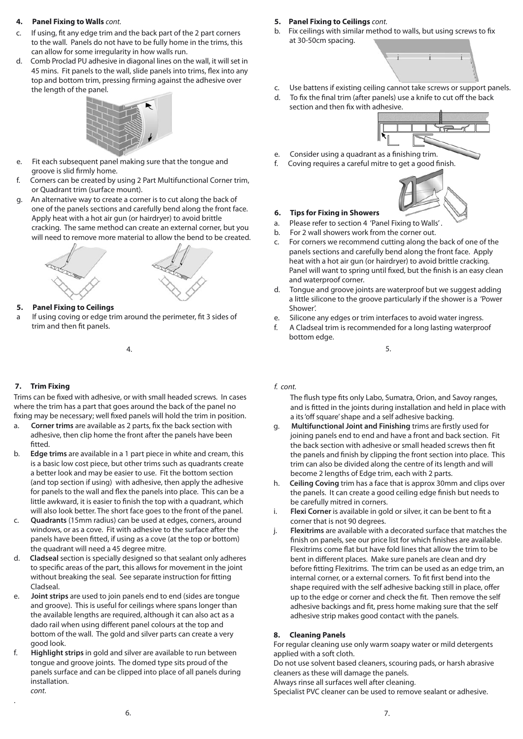## 4. Panel Fixing to Walls *cont.*

c. If using, fit any edge trim and the back part of the 2 part corners to the wall. Panels do not have to be fully home in the trims, this can allow for some irregularity in how walls run.

d. Comb Proclad PU adhesive in diagonal lines on the wall, it will set in 45 mins. Fit panels to the wall, slide panels into trims, flex into any top and bottom trim, pressing firming against the adhesive over the length of the panel.

e. Fit each subsequent panel making sure that the tongue and groove is slid firmly home.

f. Corners can be created by using 2 Part Multifunctional Corner trim, or Quadrant trim (surface mount).

g. An alternative way to create a corner is to cut along the back of one of the panels sections and carefully bend along the front face. Apply heat with a hot air gun (or hairdryer) to avoid brittle cracking. The same method can create an external corner, but you will need to remove more material to allow the bend to be created.

## 5. Panel Fixing to Ceilings

a If using coving or edge trim around the perimeter, fit 3 sides of trim and then fit panels.

## 5. Panel Fixing to Ceilings *cont.*

b. Fix ceilings with similar method to walls, but using screws to fix at 30-50cm spacing.

c. Use battens if existing ceiling cannot take screws or support panels.

d. To fix the final trim (after panels) use a knife to cut off the back section and then fix with adhesive.

e. Consider using a quadrant as a finishing trim.

f. Coving requires a careful mitre to get a good finish.

## 6. Tips for Fixing in Showers

a. Please refer to section 4 'Panel Fixing to Walls'.

b. For 2 wall showers work from the corner out.

c. For corners we recommend cutting along the back of one of the panels sections and carefully bend along the front face. Apply heat with a hot air gun (or hairdryer) to avoid brittle cracking. Panel will want to spring until fixed, but the finish is an easy clean and waterproof corner.

d. Tongue and groove joints are waterproof but we suggest adding a little silicone to the groove particularly if the shower is a 'Power Shower'.

e. Silicone any edges or trim interfaces to avoid water ingress.

f. A Cladseal trim is recommended for a long lasting waterproof bottom edge.

## 7. Trim Fixing

Trims can be fixed with adhesive, or with small headed screws. In cases where the trim has a part that goes around the back of the panel no fixing may be necessary; well fixed panels will hold the trim in position.

a. **Corner trims** are available as 2 parts, fix the back section with adhesive, then clip home the front after the panels have been fitted.

b. **Edge trims** are available in a 1 part piece in white and cream, this is a basic low cost piece, but other trims such as quadrants create a better look and may be easier to use. Fit the bottom section (and top section if using) with adhesive, then apply the adhesive for panels to the wall and flex the panels into place. This can be a little awkward, it is easier to finish the top with a quadrant, which will also look better. The short face goes to the front of the panel.

c. **Quadrants** (15mm radius) can be used at edges, corners, around windows, or as a cove. Fit with adhesive to the surface after the panels have been fitted, if using as a cove (at the top or bottom) the quadrant will need a 45 degree mitre.

d. **Cladseal** section is specially designed so that sealant only adheres to specific areas of the part, this allows for movement in the joint without breaking the seal. See separate instruction for fitting Cladseal.

e. **Joint strips** are used to join panels end to end (sides are tongue and groove). This is useful for ceilings where spans longer than the available lengths are required, although it can also act as a dado rail when using different panel colours at the top and bottom of the wall. The gold and silver parts can create a very good look.

f. **Highlight strips** in gold and silver are available to run between tongue and groove joints. The domed type sits proud of the panels surface and can be clipped into place of all panels during installation.
*cont.*

*f. cont.*

The flush type fits only Labo, Sumatra, Orion, and Savoy ranges, and is fitted in the joints during installation and held in place with a its 'off square' shape and a self adhesive backing.

g. **Multifunctional Joint and Finishing** trims are firstly used for joining panels end to end and have a front and back section. Fit the back section with adhesive or small headed screws then fit the panels and finish by clipping the front section into place. This trim can also be divided along the centre of its length and will become 2 lengths of Edge trim, each with 2 parts.

h. **Ceiling Coving** trim has a face that is approx 30mm and clips over the panels. It can create a good ceiling edge finish but needs to be carefully mitred in corners.

i. **Flexi Corner** is available in gold or silver, it can be bent to fit a corner that is not 90 degrees.

j. **Flexitrims** are available with a decorated surface that matches the finish on panels, see our price list for which finishes are available. Flexitrims come flat but have fold lines that allow the trim to be bent in different places. Make sure panels are clean and dry before fitting Flexitrims. The trim can be used as an edge trim, an internal corner, or a external corners. To fit first bend into the shape required with the self adhesive backing still in place, offer up to the edge or corner and check the fit. Then remove the self adhesive backings and fit, press home making sure that the self adhesive strip makes good contact with the panels.

## 8. Cleaning Panels

For regular cleaning use only warm soapy water or mild detergents applied with a soft cloth.

Do not use solvent based cleaners, scouring pads, or harsh abrasive cleaners as these will damage the panels.

Always rinse all surfaces well after cleaning.

Specialist PVC cleaner can be used to remove sealant or adhesive.